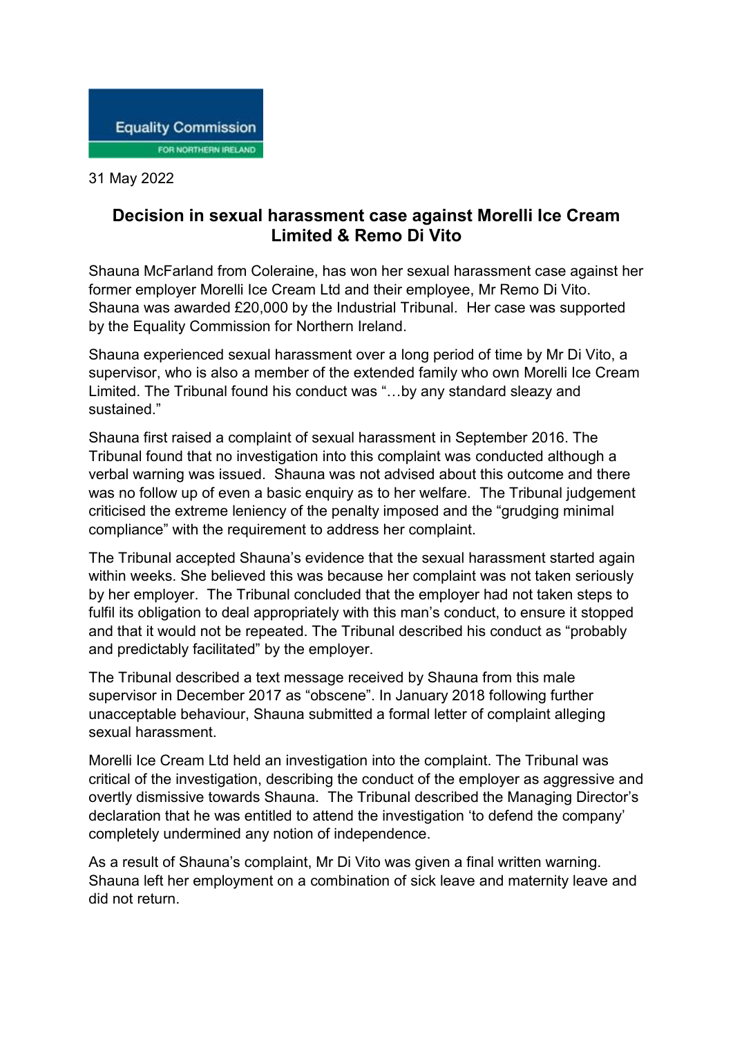Equality Commission
FOR NORTHERN IRELAND

31 May 2022

# Decision in sexual harassment case against Morelli Ice Cream Limited & Remo Di Vito

Shauna McFarland from Coleraine, has won her sexual harassment case against her former employer Morelli Ice Cream Ltd and their employee, Mr Remo Di Vito. Shauna was awarded £20,000 by the Industrial Tribunal. Her case was supported by the Equality Commission for Northern Ireland.

Shauna experienced sexual harassment over a long period of time by Mr Di Vito, a supervisor, who is also a member of the extended family who own Morelli Ice Cream Limited. The Tribunal found his conduct was "…by any standard sleazy and sustained."

Shauna first raised a complaint of sexual harassment in September 2016. The Tribunal found that no investigation into this complaint was conducted although a verbal warning was issued. Shauna was not advised about this outcome and there was no follow up of even a basic enquiry as to her welfare. The Tribunal judgement criticised the extreme leniency of the penalty imposed and the "grudging minimal compliance" with the requirement to address her complaint.

The Tribunal accepted Shauna's evidence that the sexual harassment started again within weeks. She believed this was because her complaint was not taken seriously by her employer. The Tribunal concluded that the employer had not taken steps to fulfil its obligation to deal appropriately with this man's conduct, to ensure it stopped and that it would not be repeated. The Tribunal described his conduct as "probably and predictably facilitated" by the employer.

The Tribunal described a text message received by Shauna from this male supervisor in December 2017 as "obscene". In January 2018 following further unacceptable behaviour, Shauna submitted a formal letter of complaint alleging sexual harassment.

Morelli Ice Cream Ltd held an investigation into the complaint. The Tribunal was critical of the investigation, describing the conduct of the employer as aggressive and overtly dismissive towards Shauna. The Tribunal described the Managing Director's declaration that he was entitled to attend the investigation 'to defend the company' completely undermined any notion of independence.

As a result of Shauna's complaint, Mr Di Vito was given a final written warning. Shauna left her employment on a combination of sick leave and maternity leave and did not return.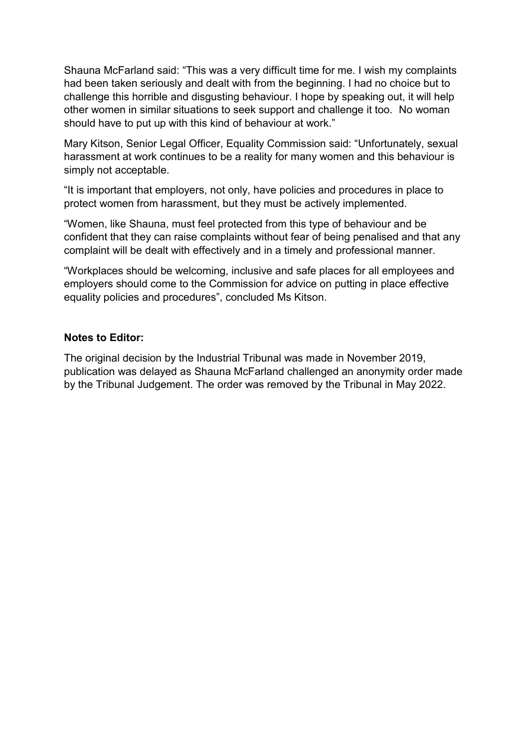Shauna McFarland said: "This was a very difficult time for me. I wish my complaints had been taken seriously and dealt with from the beginning. I had no choice but to challenge this horrible and disgusting behaviour. I hope by speaking out, it will help other women in similar situations to seek support and challenge it too. No woman should have to put up with this kind of behaviour at work."

Mary Kitson, Senior Legal Officer, Equality Commission said: "Unfortunately, sexual harassment at work continues to be a reality for many women and this behaviour is simply not acceptable.

"It is important that employers, not only, have policies and procedures in place to protect women from harassment, but they must be actively implemented.

"Women, like Shauna, must feel protected from this type of behaviour and be confident that they can raise complaints without fear of being penalised and that any complaint will be dealt with effectively and in a timely and professional manner.

"Workplaces should be welcoming, inclusive and safe places for all employees and employers should come to the Commission for advice on putting in place effective equality policies and procedures", concluded Ms Kitson.

**Notes to Editor:**

The original decision by the Industrial Tribunal was made in November 2019, publication was delayed as Shauna McFarland challenged an anonymity order made by the Tribunal Judgement. The order was removed by the Tribunal in May 2022.